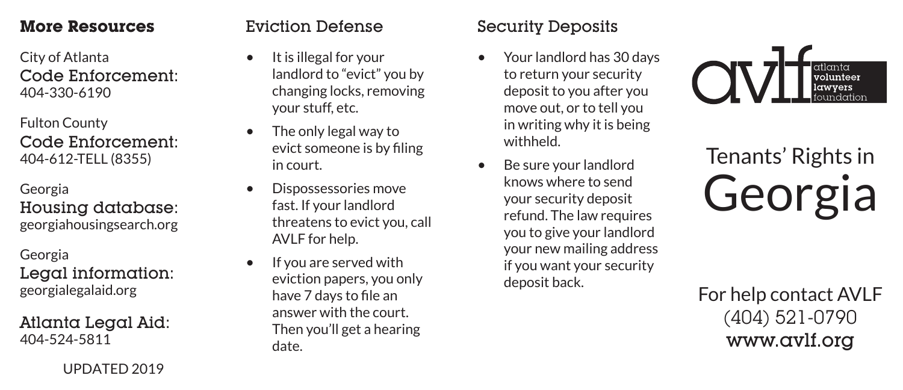## More Resources

City of Atlanta
**Code Enforcement:**
404-330-6190

Fulton County
**Code Enforcement:**
404-612-TELL (8355)

Georgia
**Housing database:**
georgiahousingsearch.org

Georgia
**Legal information:**
georgialegalaid.org

**Atlanta Legal Aid:**
404-524-5811

UPDATED 2019

## Eviction Defense

- It is illegal for your landlord to "evict" you by changing locks, removing your stuff, etc.
- The only legal way to evict someone is by filing in court.
- Dispossessories move fast. If your landlord threatens to evict you, call AVLF for help.
- If you are served with eviction papers, you only have 7 days to file an answer with the court. Then you'll get a hearing date.

## Security Deposits

- Your landlord has 30 days to return your security deposit to you after you move out, or to tell you in writing why it is being withheld.
- Be sure your landlord knows where to send your security deposit refund. The law requires you to give your landlord your new mailing address if you want your security deposit back.

avlf atlanta volunteer lawyers foundation

# Tenants' Rights in Georgia

For help contact AVLF
(404) 521-0790
**www.avlf.org**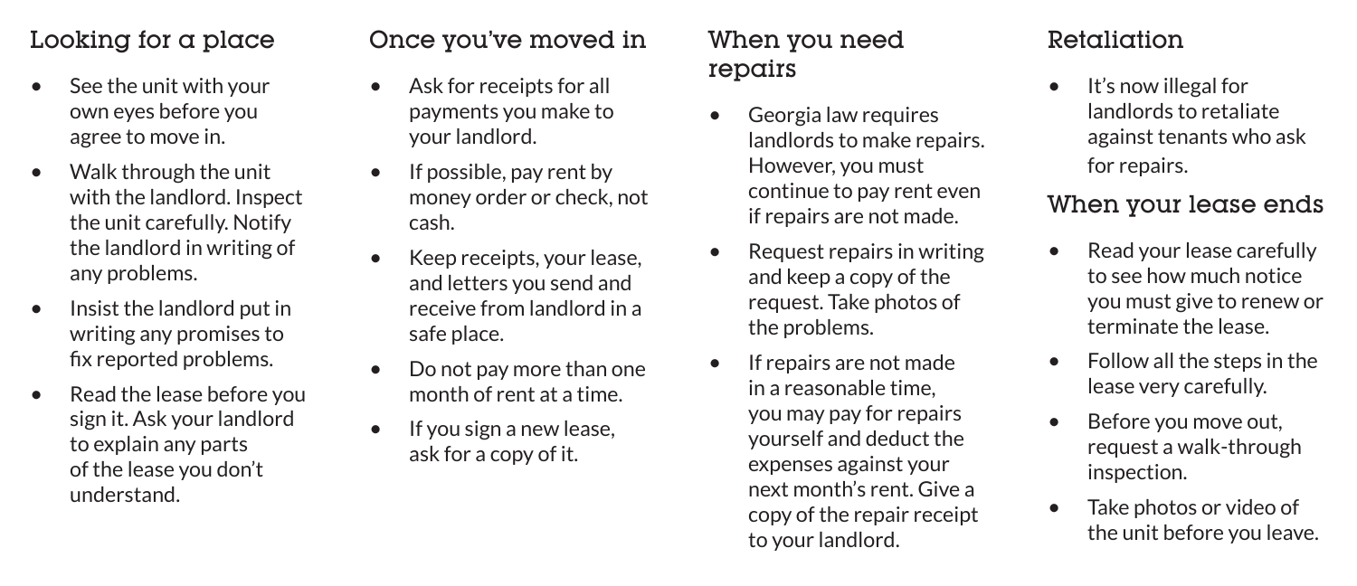## Looking for a place

- See the unit with your own eyes before you agree to move in.
- Walk through the unit with the landlord. Inspect the unit carefully. Notify the landlord in writing of any problems.
- Insist the landlord put in writing any promises to fix reported problems.
- Read the lease before you sign it. Ask your landlord to explain any parts of the lease you don't understand.

## Once you've moved in

- Ask for receipts for all payments you make to your landlord.
- If possible, pay rent by money order or check, not cash.
- Keep receipts, your lease, and letters you send and receive from landlord in a safe place.
- Do not pay more than one month of rent at a time.
- If you sign a new lease, ask for a copy of it.

## When you need repairs

- Georgia law requires landlords to make repairs. However, you must continue to pay rent even if repairs are not made.
- Request repairs in writing and keep a copy of the request. Take photos of the problems.
- If repairs are not made in a reasonable time, you may pay for repairs yourself and deduct the expenses against your next month's rent. Give a copy of the repair receipt to your landlord.

## Retaliation

- It's now illegal for landlords to retaliate against tenants who ask for repairs.

## When your lease ends

- Read your lease carefully to see how much notice you must give to renew or terminate the lease.
- Follow all the steps in the lease very carefully.
- Before you move out, request a walk-through inspection.
- Take photos or video of the unit before you leave.